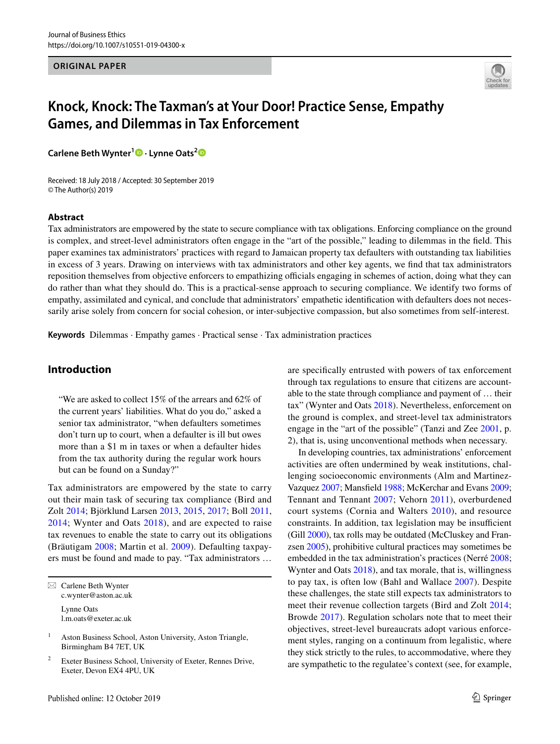Journal of Business Ethics
https://doi.org/10.1007/s10551-019-04300-x

**ORIGINAL PAPER**

# Knock, Knock: The Taxman's at Your Door! Practice Sense, Empathy Games, and Dilemmas in Tax Enforcement

**Carlene Beth Wynter[1] · Lynne Oats[2]**

Received: 18 July 2018 / Accepted: 30 September 2019
© The Author(s) 2019

## Abstract

Tax administrators are empowered by the state to secure compliance with tax obligations. Enforcing compliance on the ground is complex, and street-level administrators often engage in the "art of the possible," leading to dilemmas in the field. This paper examines tax administrators' practices with regard to Jamaican property tax defaulters with outstanding tax liabilities in excess of 3 years. Drawing on interviews with tax administrators and other key agents, we find that tax administrators reposition themselves from objective enforcers to empathizing officials engaging in schemes of action, doing what they can do rather than what they should do. This is a practical-sense approach to securing compliance. We identify two forms of empathy, assimilated and cynical, and conclude that administrators' empathetic identification with defaulters does not necessarily arise solely from concern for social cohesion, or inter-subjective compassion, but also sometimes from self-interest.

**Keywords** Dilemmas · Empathy games · Practical sense · Tax administration practices

## Introduction

> "We are asked to collect 15% of the arrears and 62% of the current years' liabilities. What do you do," asked a senior tax administrator, "when defaulters sometimes don't turn up to court, when a defaulter is ill but owes more than a $1 m in taxes or when a defaulter hides from the tax authority during the regular work hours but can be found on a Sunday?"

Tax administrators are empowered by the state to carry out their main task of securing tax compliance (Bird and Zolt 2014; Björklund Larsen 2013, 2015, 2017; Boll 2011, 2014; Wynter and Oats 2018), and are expected to raise tax revenues to enable the state to carry out its obligations (Bräutigam 2008; Martin et al. 2009). Defaulting taxpayers must be found and made to pay. "Tax administrators … are specifically entrusted with powers of tax enforcement through tax regulations to ensure that citizens are accountable to the state through compliance and payment of … their tax" (Wynter and Oats 2018). Nevertheless, enforcement on the ground is complex, and street-level tax administrators engage in the "art of the possible" (Tanzi and Zee 2001, p. 2), that is, using unconventional methods when necessary.

In developing countries, tax administrations' enforcement activities are often undermined by weak institutions, challenging socioeconomic environments (Alm and Martinez-Vazquez 2007; Mansfield 1988; McKerchar and Evans 2009; Tennant and Tennant 2007; Vehorn 2011), overburdened court systems (Cornia and Walters 2010), and resource constraints. In addition, tax legislation may be insufficient (Gill 2000), tax rolls may be outdated (McCluskey and Franzsen 2005), prohibitive cultural practices may sometimes be embedded in the tax administration's practices (Nerré 2008; Wynter and Oats 2018), and tax morale, that is, willingness to pay tax, is often low (Bahl and Wallace 2007). Despite these challenges, the state still expects tax administrators to meet their revenue collection targets (Bird and Zolt 2014; Browde 2017). Regulation scholars note that to meet their objectives, street-level bureaucrats adopt various enforcement styles, ranging on a continuum from legalistic, where they stick strictly to the rules, to accommodative, where they are sympathetic to the regulatee's context (see, for example,

---

✉ Carlene Beth Wynter
c.wynter@aston.ac.uk

Lynne Oats
l.m.oats@exeter.ac.uk

[1] Aston Business School, Aston University, Aston Triangle, Birmingham B4 7ET, UK

[2] Exeter Business School, University of Exeter, Rennes Drive, Exeter, Devon EX4 4PU, UK

Published online: 12 October 2019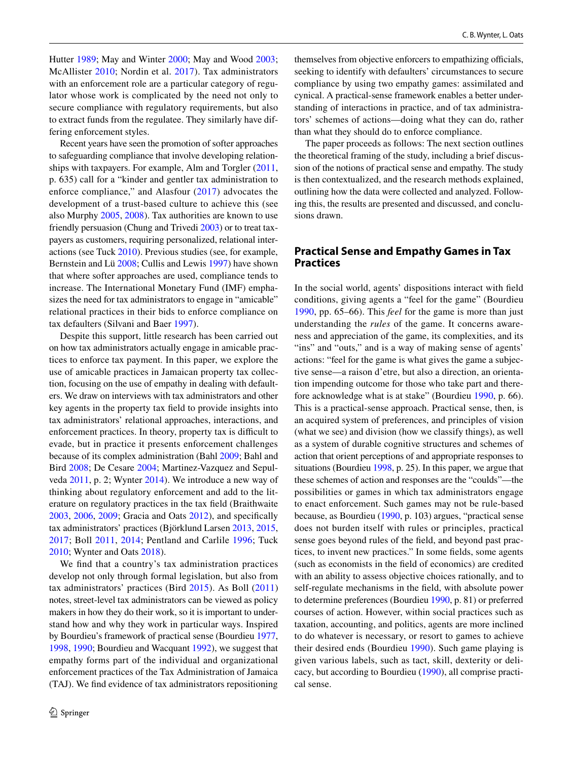Hutter 1989; May and Winter 2000; May and Wood 2003; McAllister 2010; Nordin et al. 2017). Tax administrators with an enforcement role are a particular category of regulator whose work is complicated by the need not only to secure compliance with regulatory requirements, but also to extract funds from the regulatee. They similarly have differing enforcement styles.

Recent years have seen the promotion of softer approaches to safeguarding compliance that involve developing relationships with taxpayers. For example, Alm and Torgler (2011, p. 635) call for a "kinder and gentler tax administration to enforce compliance," and Alasfour (2017) advocates the development of a trust-based culture to achieve this (see also Murphy 2005, 2008). Tax authorities are known to use friendly persuasion (Chung and Trivedi 2003) or to treat taxpayers as customers, requiring personalized, relational interactions (see Tuck 2010). Previous studies (see, for example, Bernstein and Lü 2008; Cullis and Lewis 1997) have shown that where softer approaches are used, compliance tends to increase. The International Monetary Fund (IMF) emphasizes the need for tax administrators to engage in "amicable" relational practices in their bids to enforce compliance on tax defaulters (Silvani and Baer 1997).

Despite this support, little research has been carried out on how tax administrators actually engage in amicable practices to enforce tax payment. In this paper, we explore the use of amicable practices in Jamaican property tax collection, focusing on the use of empathy in dealing with defaulters. We draw on interviews with tax administrators and other key agents in the property tax field to provide insights into tax administrators' relational approaches, interactions, and enforcement practices. In theory, property tax is difficult to evade, but in practice it presents enforcement challenges because of its complex administration (Bahl 2009; Bahl and Bird 2008; De Cesare 2004; Martinez-Vazquez and Sepulveda 2011, p. 2; Wynter 2014). We introduce a new way of thinking about regulatory enforcement and add to the literature on regulatory practices in the tax field (Braithwaite 2003, 2006, 2009; Gracia and Oats 2012), and specifically tax administrators' practices (Björklund Larsen 2013, 2015, 2017; Boll 2011, 2014; Pentland and Carlile 1996; Tuck 2010; Wynter and Oats 2018).

We find that a country's tax administration practices develop not only through formal legislation, but also from tax administrators' practices (Bird 2015). As Boll (2011) notes, street-level tax administrators can be viewed as policy makers in how they do their work, so it is important to understand how and why they work in particular ways. Inspired by Bourdieu's framework of practical sense (Bourdieu 1977, 1998, 1990; Bourdieu and Wacquant 1992), we suggest that empathy forms part of the individual and organizational enforcement practices of the Tax Administration of Jamaica (TAJ). We find evidence of tax administrators repositioning themselves from objective enforcers to empathizing officials, seeking to identify with defaulters' circumstances to secure compliance by using two empathy games: assimilated and cynical. A practical-sense framework enables a better understanding of interactions in practice, and of tax administrators' schemes of actions—doing what they can do, rather than what they should do to enforce compliance.

The paper proceeds as follows: The next section outlines the theoretical framing of the study, including a brief discussion of the notions of practical sense and empathy. The study is then contextualized, and the research methods explained, outlining how the data were collected and analyzed. Following this, the results are presented and discussed, and conclusions drawn.

## Practical Sense and Empathy Games in Tax Practices

In the social world, agents' dispositions interact with field conditions, giving agents a "feel for the game" (Bourdieu 1990, pp. 65–66). This *feel* for the game is more than just understanding the *rules* of the game. It concerns awareness and appreciation of the game, its complexities, and its "ins" and "outs," and is a way of making sense of agents' actions: "feel for the game is what gives the game a subjective sense—a raison d'etre, but also a direction, an orientation impending outcome for those who take part and therefore acknowledge what is at stake" (Bourdieu 1990, p. 66). This is a practical-sense approach. Practical sense, then, is an acquired system of preferences, and principles of vision (what we see) and division (how we classify things), as well as a system of durable cognitive structures and schemes of action that orient perceptions of and appropriate responses to situations (Bourdieu 1998, p. 25). In this paper, we argue that these schemes of action and responses are the "coulds"—the possibilities or games in which tax administrators engage to enact enforcement. Such games may not be rule-based because, as Bourdieu (1990, p. 103) argues, "practical sense does not burden itself with rules or principles, practical sense goes beyond rules of the field, and beyond past practices, to invent new practices." In some fields, some agents (such as economists in the field of economics) are credited with an ability to assess objective choices rationally, and to self-regulate mechanisms in the field, with absolute power to determine preferences (Bourdieu 1990, p. 81) or preferred courses of action. However, within social practices such as taxation, accounting, and politics, agents are more inclined to do whatever is necessary, or resort to games to achieve their desired ends (Bourdieu 1990). Such game playing is given various labels, such as tact, skill, dexterity or delicacy, but according to Bourdieu (1990), all comprise practical sense.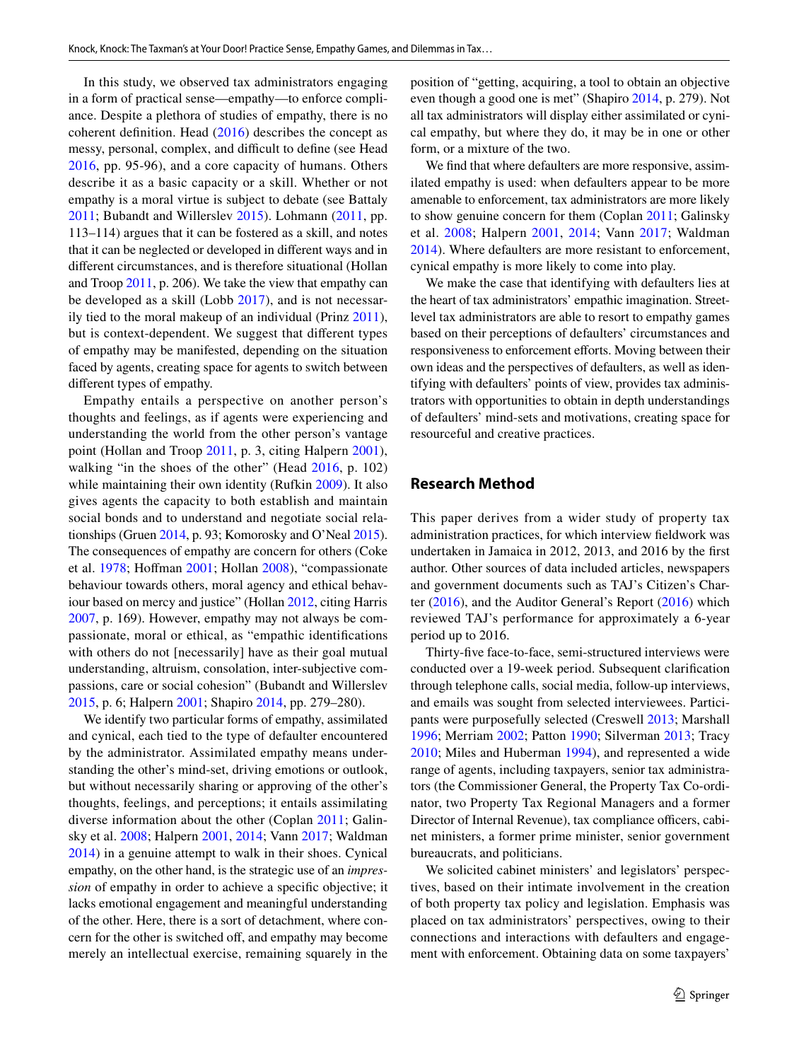In this study, we observed tax administrators engaging in a form of practical sense—empathy—to enforce compliance. Despite a plethora of studies of empathy, there is no coherent definition. Head (2016) describes the concept as messy, personal, complex, and difficult to define (see Head 2016, pp. 95-96), and a core capacity of humans. Others describe it as a basic capacity or a skill. Whether or not empathy is a moral virtue is subject to debate (see Battaly 2011; Bubandt and Willerslev 2015). Lohmann (2011, pp. 113–114) argues that it can be fostered as a skill, and notes that it can be neglected or developed in different ways and in different circumstances, and is therefore situational (Hollan and Troop 2011, p. 206). We take the view that empathy can be developed as a skill (Lobb 2017), and is not necessarily tied to the moral makeup of an individual (Prinz 2011), but is context-dependent. We suggest that different types of empathy may be manifested, depending on the situation faced by agents, creating space for agents to switch between different types of empathy.

Empathy entails a perspective on another person's thoughts and feelings, as if agents were experiencing and understanding the world from the other person's vantage point (Hollan and Troop 2011, p. 3, citing Halpern 2001), walking "in the shoes of the other" (Head 2016, p. 102) while maintaining their own identity (Rufkin 2009). It also gives agents the capacity to both establish and maintain social bonds and to understand and negotiate social relationships (Gruen 2014, p. 93; Komorosky and O'Neal 2015). The consequences of empathy are concern for others (Coke et al. 1978; Hoffman 2001; Hollan 2008), "compassionate behaviour towards others, moral agency and ethical behaviour based on mercy and justice" (Hollan 2012, citing Harris 2007, p. 169). However, empathy may not always be compassionate, moral or ethical, as "empathic identifications with others do not [necessarily] have as their goal mutual understanding, altruism, consolation, inter-subjective compassions, care or social cohesion" (Bubandt and Willerslev 2015, p. 6; Halpern 2001; Shapiro 2014, pp. 279–280).

We identify two particular forms of empathy, assimilated and cynical, each tied to the type of defaulter encountered by the administrator. Assimilated empathy means understanding the other's mind-set, driving emotions or outlook, but without necessarily sharing or approving of the other's thoughts, feelings, and perceptions; it entails assimilating diverse information about the other (Coplan 2011; Galinsky et al. 2008; Halpern 2001, 2014; Vann 2017; Waldman 2014) in a genuine attempt to walk in their shoes. Cynical empathy, on the other hand, is the strategic use of an *impression* of empathy in order to achieve a specific objective; it lacks emotional engagement and meaningful understanding of the other. Here, there is a sort of detachment, where concern for the other is switched off, and empathy may become merely an intellectual exercise, remaining squarely in the position of "getting, acquiring, a tool to obtain an objective even though a good one is met" (Shapiro 2014, p. 279). Not all tax administrators will display either assimilated or cynical empathy, but where they do, it may be in one or other form, or a mixture of the two.

We find that where defaulters are more responsive, assimilated empathy is used: when defaulters appear to be more amenable to enforcement, tax administrators are more likely to show genuine concern for them (Coplan 2011; Galinsky et al. 2008; Halpern 2001, 2014; Vann 2017; Waldman 2014). Where defaulters are more resistant to enforcement, cynical empathy is more likely to come into play.

We make the case that identifying with defaulters lies at the heart of tax administrators' empathic imagination. Street-level tax administrators are able to resort to empathy games based on their perceptions of defaulters' circumstances and responsiveness to enforcement efforts. Moving between their own ideas and the perspectives of defaulters, as well as identifying with defaulters' points of view, provides tax administrators with opportunities to obtain in depth understandings of defaulters' mind-sets and motivations, creating space for resourceful and creative practices.

## Research Method

This paper derives from a wider study of property tax administration practices, for which interview fieldwork was undertaken in Jamaica in 2012, 2013, and 2016 by the first author. Other sources of data included articles, newspapers and government documents such as TAJ's Citizen's Charter (2016), and the Auditor General's Report (2016) which reviewed TAJ's performance for approximately a 6-year period up to 2016.

Thirty-five face-to-face, semi-structured interviews were conducted over a 19-week period. Subsequent clarification through telephone calls, social media, follow-up interviews, and emails was sought from selected interviewees. Participants were purposefully selected (Creswell 2013; Marshall 1996; Merriam 2002; Patton 1990; Silverman 2013; Tracy 2010; Miles and Huberman 1994), and represented a wide range of agents, including taxpayers, senior tax administrators (the Commissioner General, the Property Tax Co-ordinator, two Property Tax Regional Managers and a former Director of Internal Revenue), tax compliance officers, cabinet ministers, a former prime minister, senior government bureaucrats, and politicians.

We solicited cabinet ministers' and legislators' perspectives, based on their intimate involvement in the creation of both property tax policy and legislation. Emphasis was placed on tax administrators' perspectives, owing to their connections and interactions with defaulters and engagement with enforcement. Obtaining data on some taxpayers'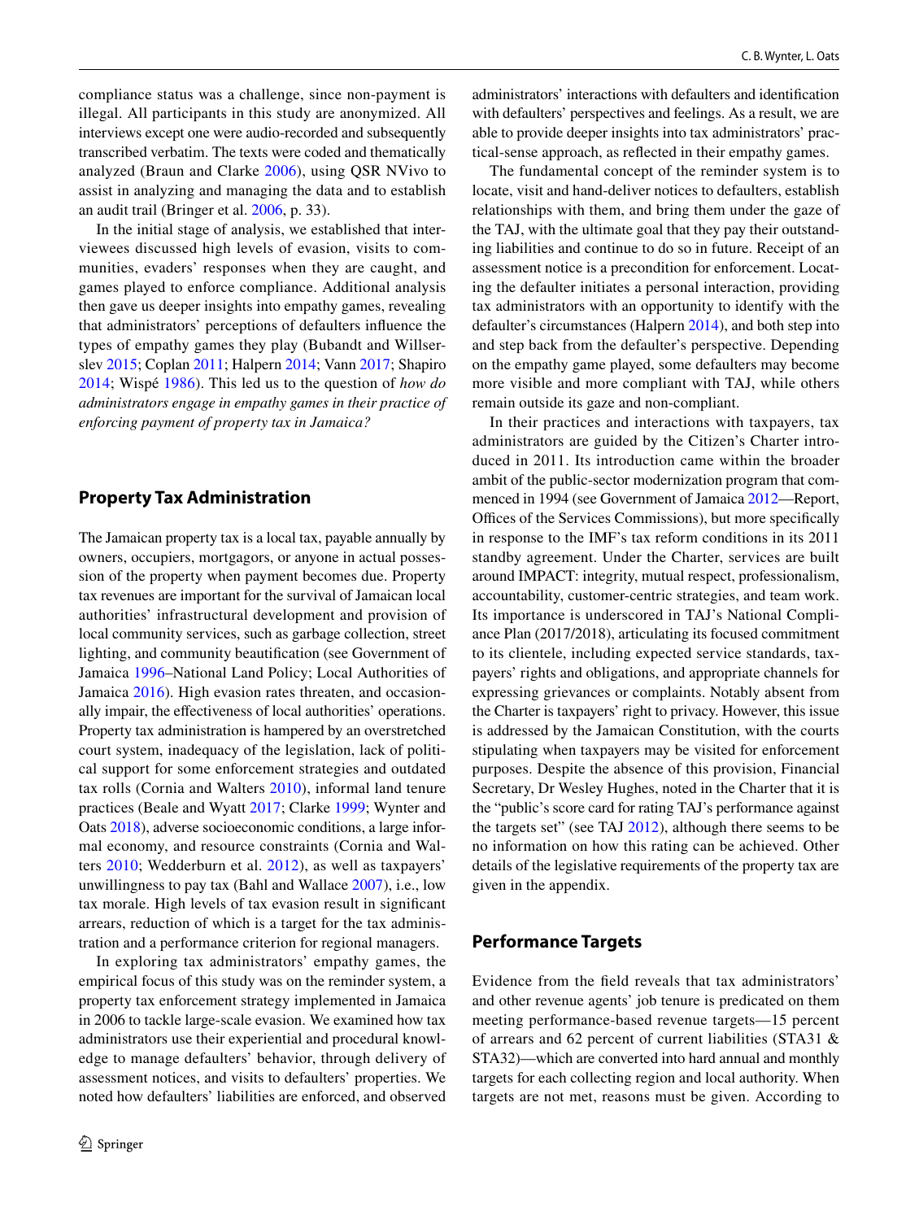compliance status was a challenge, since non-payment is illegal. All participants in this study are anonymized. All interviews except one were audio-recorded and subsequently transcribed verbatim. The texts were coded and thematically analyzed (Braun and Clarke 2006), using QSR NVivo to assist in analyzing and managing the data and to establish an audit trail (Bringer et al. 2006, p. 33).

In the initial stage of analysis, we established that interviewees discussed high levels of evasion, visits to communities, evaders' responses when they are caught, and games played to enforce compliance. Additional analysis then gave us deeper insights into empathy games, revealing that administrators' perceptions of defaulters influence the types of empathy games they play (Bubandt and Willerslev 2015; Coplan 2011; Halpern 2014; Vann 2017; Shapiro 2014; Wispé 1986). This led us to the question of *how do administrators engage in empathy games in their practice of enforcing payment of property tax in Jamaica?*

## Property Tax Administration

The Jamaican property tax is a local tax, payable annually by owners, occupiers, mortgagors, or anyone in actual possession of the property when payment becomes due. Property tax revenues are important for the survival of Jamaican local authorities' infrastructural development and provision of local community services, such as garbage collection, street lighting, and community beautification (see Government of Jamaica 1996–National Land Policy; Local Authorities of Jamaica 2016). High evasion rates threaten, and occasionally impair, the effectiveness of local authorities' operations. Property tax administration is hampered by an overstretched court system, inadequacy of the legislation, lack of political support for some enforcement strategies and outdated tax rolls (Cornia and Walters 2010), informal land tenure practices (Beale and Wyatt 2017; Clarke 1999; Wynter and Oats 2018), adverse socioeconomic conditions, a large informal economy, and resource constraints (Cornia and Walters 2010; Wedderburn et al. 2012), as well as taxpayers' unwillingness to pay tax (Bahl and Wallace 2007), i.e., low tax morale. High levels of tax evasion result in significant arrears, reduction of which is a target for the tax administration and a performance criterion for regional managers.

In exploring tax administrators' empathy games, the empirical focus of this study was on the reminder system, a property tax enforcement strategy implemented in Jamaica in 2006 to tackle large-scale evasion. We examined how tax administrators use their experiential and procedural knowledge to manage defaulters' behavior, through delivery of assessment notices, and visits to defaulters' properties. We noted how defaulters' liabilities are enforced, and observed administrators' interactions with defaulters and identification with defaulters' perspectives and feelings. As a result, we are able to provide deeper insights into tax administrators' practical-sense approach, as reflected in their empathy games.

The fundamental concept of the reminder system is to locate, visit and hand-deliver notices to defaulters, establish relationships with them, and bring them under the gaze of the TAJ, with the ultimate goal that they pay their outstanding liabilities and continue to do so in future. Receipt of an assessment notice is a precondition for enforcement. Locating the defaulter initiates a personal interaction, providing tax administrators with an opportunity to identify with the defaulter's circumstances (Halpern 2014), and both step into and step back from the defaulter's perspective. Depending on the empathy game played, some defaulters may become more visible and more compliant with TAJ, while others remain outside its gaze and non-compliant.

In their practices and interactions with taxpayers, tax administrators are guided by the Citizen's Charter introduced in 2011. Its introduction came within the broader ambit of the public-sector modernization program that commenced in 1994 (see Government of Jamaica 2012—Report, Offices of the Services Commissions), but more specifically in response to the IMF's tax reform conditions in its 2011 standby agreement. Under the Charter, services are built around IMPACT: integrity, mutual respect, professionalism, accountability, customer-centric strategies, and team work. Its importance is underscored in TAJ's National Compliance Plan (2017/2018), articulating its focused commitment to its clientele, including expected service standards, taxpayers' rights and obligations, and appropriate channels for expressing grievances or complaints. Notably absent from the Charter is taxpayers' right to privacy. However, this issue is addressed by the Jamaican Constitution, with the courts stipulating when taxpayers may be visited for enforcement purposes. Despite the absence of this provision, Financial Secretary, Dr Wesley Hughes, noted in the Charter that it is the "public's score card for rating TAJ's performance against the targets set" (see TAJ 2012), although there seems to be no information on how this rating can be achieved. Other details of the legislative requirements of the property tax are given in the appendix.

## Performance Targets

Evidence from the field reveals that tax administrators' and other revenue agents' job tenure is predicated on them meeting performance-based revenue targets—15 percent of arrears and 62 percent of current liabilities (STA31 & STA32)—which are converted into hard annual and monthly targets for each collecting region and local authority. When targets are not met, reasons must be given. According to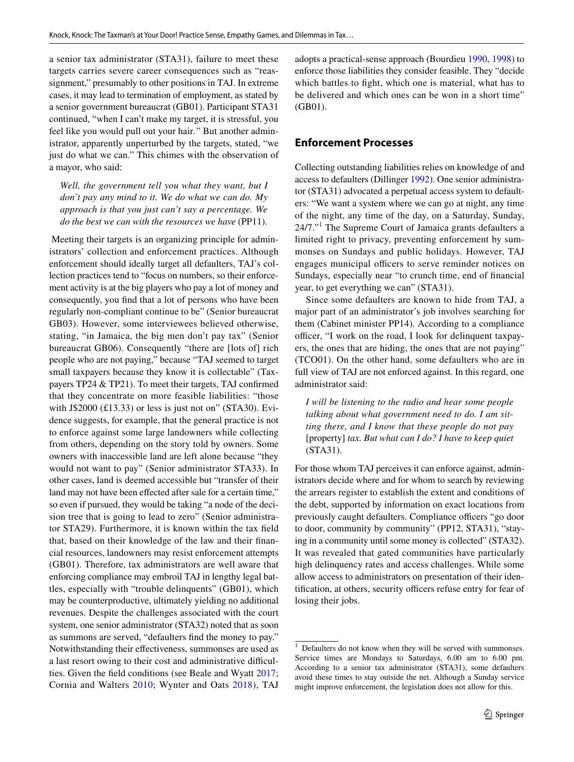a senior tax administrator (STA31), failure to meet these targets carries severe career consequences such as "reassignment," presumably to other positions in TAJ. In extreme cases, it may lead to termination of employment, as stated by a senior government bureaucrat (GB01). Participant STA31 continued, "when I can't make my target, it is stressful, you feel like you would pull out your hair." But another administrator, apparently unperturbed by the targets, stated, "we just do what we can." This chimes with the observation of a mayor, who said:

> *Well, the government tell you what they want, but I don't pay any mind to it. We do what we can do. My approach is that you just can't say a percentage. We do the best we can with the resources we have* (PP11).

Meeting their targets is an organizing principle for administrators' collection and enforcement practices. Although enforcement should ideally target all defaulters, TAJ's collection practices tend to "focus on numbers, so their enforcement activity is at the big players who pay a lot of money and consequently, you find that a lot of persons who have been regularly non-compliant continue to be" (Senior bureaucrat GB03). However, some interviewees believed otherwise, stating, "in Jamaica, the big men don't pay tax" (Senior bureaucrat GB06). Consequently "there are [lots of] rich people who are not paying," because "TAJ seemed to target small taxpayers because they know it is collectable" (Taxpayers TP24 & TP21). To meet their targets, TAJ confirmed that they concentrate on more feasible liabilities: "those with J$2000 (£13.33) or less is just not on" (STA30). Evidence suggests, for example, that the general practice is not to enforce against some large landowners while collecting from others, depending on the story told by owners. Some owners with inaccessible land are left alone because "they would not want to pay" (Senior administrator STA33). In other cases, land is deemed accessible but "transfer of their land may not have been effected after sale for a certain time," so even if pursued, they would be taking "a node of the decision tree that is going to lead to zero" (Senior administrator STA29). Furthermore, it is known within the tax field that, based on their knowledge of the law and their financial resources, landowners may resist enforcement attempts (GB01). Therefore, tax administrators are well aware that enforcing compliance may embroil TAJ in lengthy legal battles, especially with "trouble delinquents" (GB01), which may be counterproductive, ultimately yielding no additional revenues. Despite the challenges associated with the court system, one senior administrator (STA32) noted that as soon as summons are served, "defaulters find the money to pay." Notwithstanding their effectiveness, summonses are used as a last resort owing to their cost and administrative difficulties. Given the field conditions (see Beale and Wyatt 2017; Cornia and Walters 2010; Wynter and Oats 2018), TAJ adopts a practical-sense approach (Bourdieu 1990, 1998) to enforce those liabilities they consider feasible. They "decide which battles to fight, which one is material, what has to be delivered and which ones can be won in a short time" (GB01).

## Enforcement Processes

Collecting outstanding liabilities relies on knowledge of and access to defaulters (Dillinger 1992). One senior administrator (STA31) advocated a perpetual access system to defaulters: "We want a system where we can go at night, any time of the night, any time of the day, on a Saturday, Sunday, 24/7."[1] The Supreme Court of Jamaica grants defaulters a limited right to privacy, preventing enforcement by summonses on Sundays and public holidays. However, TAJ engages municipal officers to serve reminder notices on Sundays, especially near "to crunch time, end of financial year, to get everything we can" (STA31).

Since some defaulters are known to hide from TAJ, a major part of an administrator's job involves searching for them (Cabinet minister PP14). According to a compliance officer, "I work on the road, I look for delinquent taxpayers, the ones that are hiding, the ones that are not paying" (TCO01). On the other hand, some defaulters who are in full view of TAJ are not enforced against. In this regard, one administrator said:

> *I will be listening to the radio and hear some people talking about what government need to do. I am sitting there, and I know that these people do not pay* [property] *tax. But what can I do? I have to keep quiet* (STA31).

For those whom TAJ perceives it can enforce against, administrators decide where and for whom to search by reviewing the arrears register to establish the extent and conditions of the debt, supported by information on exact locations from previously caught defaulters. Compliance officers "go door to door, community by community" (PP12, STA31), "staying in a community until some money is collected" (STA32). It was revealed that gated communities have particularly high delinquency rates and access challenges. While some allow access to administrators on presentation of their identification, at others, security officers refuse entry for fear of losing their jobs.

[1] Defaulters do not know when they will be served with summonses. Service times are Mondays to Saturdays, 6.00 am to 6.00 pm. According to a senior tax administrator (STA31), some defaulters avoid these times to stay outside the net. Although a Sunday service might improve enforcement, the legislation does not allow for this.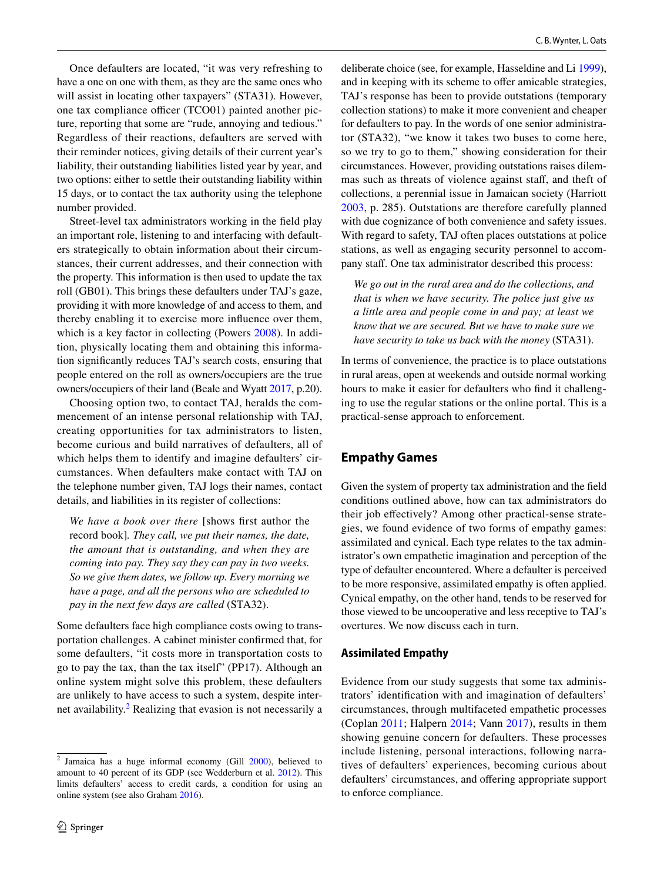Once defaulters are located, "it was very refreshing to have a one on one with them, as they are the same ones who will assist in locating other taxpayers" (STA31). However, one tax compliance officer (TCO01) painted another picture, reporting that some are "rude, annoying and tedious." Regardless of their reactions, defaulters are served with their reminder notices, giving details of their current year's liability, their outstanding liabilities listed year by year, and two options: either to settle their outstanding liability within 15 days, or to contact the tax authority using the telephone number provided.

Street-level tax administrators working in the field play an important role, listening to and interfacing with defaulters strategically to obtain information about their circumstances, their current addresses, and their connection with the property. This information is then used to update the tax roll (GB01). This brings these defaulters under TAJ's gaze, providing it with more knowledge of and access to them, and thereby enabling it to exercise more influence over them, which is a key factor in collecting (Powers 2008). In addition, physically locating them and obtaining this information significantly reduces TAJ's search costs, ensuring that people entered on the roll as owners/occupiers are the true owners/occupiers of their land (Beale and Wyatt 2017, p.20).

Choosing option two, to contact TAJ, heralds the commencement of an intense personal relationship with TAJ, creating opportunities for tax administrators to listen, become curious and build narratives of defaulters, all of which helps them to identify and imagine defaulters' circumstances. When defaulters make contact with TAJ on the telephone number given, TAJ logs their names, contact details, and liabilities in its register of collections:

> *We have a book over there* [shows first author the record book]*. They call, we put their names, the date, the amount that is outstanding, and when they are coming into pay. They say they can pay in two weeks. So we give them dates, we follow up. Every morning we have a page, and all the persons who are scheduled to pay in the next few days are called* (STA32).

Some defaulters face high compliance costs owing to transportation challenges. A cabinet minister confirmed that, for some defaulters, "it costs more in transportation costs to go to pay the tax, than the tax itself" (PP17). Although an online system might solve this problem, these defaulters are unlikely to have access to such a system, despite internet availability.[2] Realizing that evasion is not necessarily a deliberate choice (see, for example, Hasseldine and Li 1999), and in keeping with its scheme to offer amicable strategies, TAJ's response has been to provide outstations (temporary collection stations) to make it more convenient and cheaper for defaulters to pay. In the words of one senior administrator (STA32), "we know it takes two buses to come here, so we try to go to them," showing consideration for their circumstances. However, providing outstations raises dilemmas such as threats of violence against staff, and theft of collections, a perennial issue in Jamaican society (Harriott 2003, p. 285). Outstations are therefore carefully planned with due cognizance of both convenience and safety issues. With regard to safety, TAJ often places outstations at police stations, as well as engaging security personnel to accompany staff. One tax administrator described this process:

> *We go out in the rural area and do the collections, and that is when we have security. The police just give us a little area and people come in and pay; at least we know that we are secured. But we have to make sure we have security to take us back with the money* (STA31).

In terms of convenience, the practice is to place outstations in rural areas, open at weekends and outside normal working hours to make it easier for defaulters who find it challenging to use the regular stations or the online portal. This is a practical-sense approach to enforcement.

## Empathy Games

Given the system of property tax administration and the field conditions outlined above, how can tax administrators do their job effectively? Among other practical-sense strategies, we found evidence of two forms of empathy games: assimilated and cynical. Each type relates to the tax administrator's own empathetic imagination and perception of the type of defaulter encountered. Where a defaulter is perceived to be more responsive, assimilated empathy is often applied. Cynical empathy, on the other hand, tends to be reserved for those viewed to be uncooperative and less receptive to TAJ's overtures. We now discuss each in turn.

### Assimilated Empathy

Evidence from our study suggests that some tax administrators' identification with and imagination of defaulters' circumstances, through multifaceted empathetic processes (Coplan 2011; Halpern 2014; Vann 2017), results in them showing genuine concern for defaulters. These processes include listening, personal interactions, following narratives of defaulters' experiences, becoming curious about defaulters' circumstances, and offering appropriate support to enforce compliance.

---

[2] Jamaica has a huge informal economy (Gill 2000), believed to amount to 40 percent of its GDP (see Wedderburn et al. 2012). This limits defaulters' access to credit cards, a condition for using an online system (see also Graham 2016).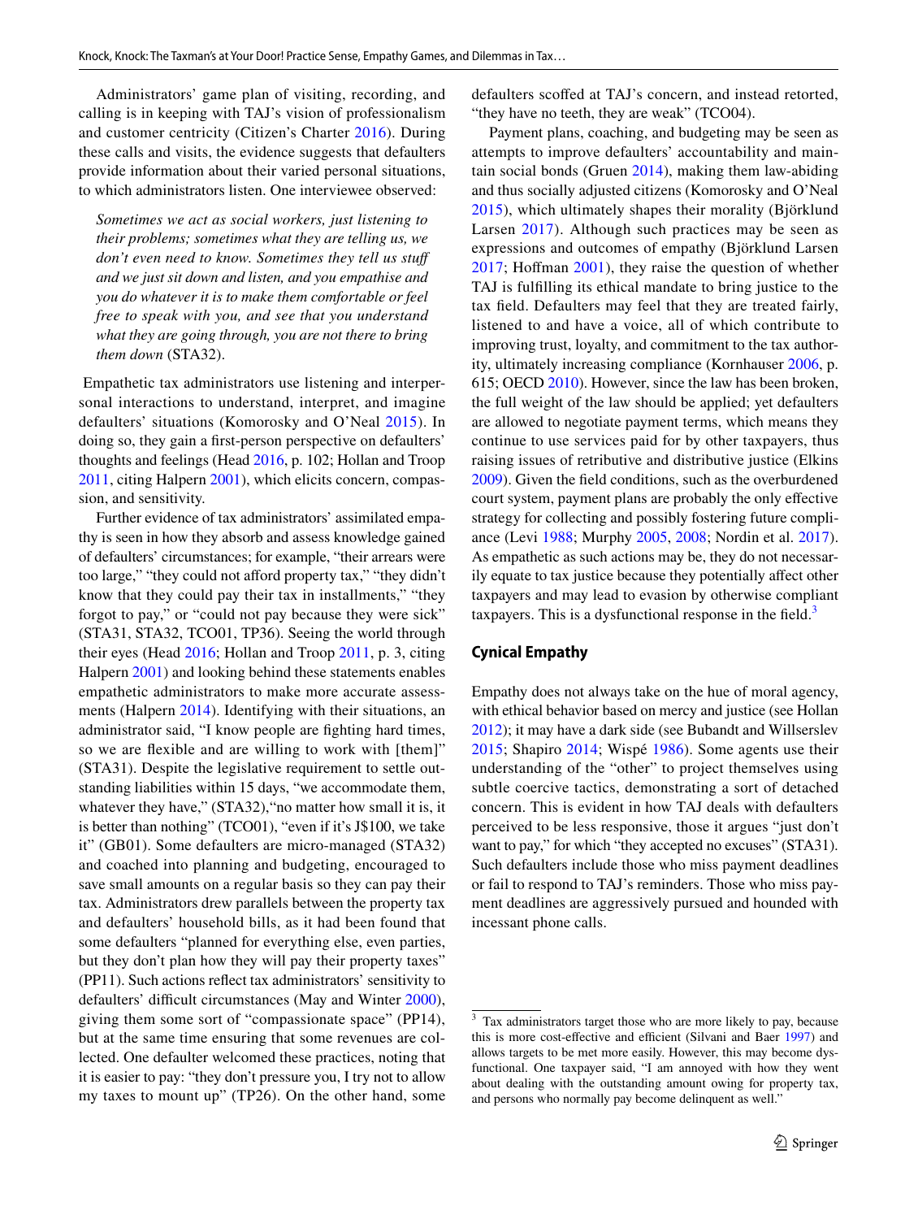Administrators' game plan of visiting, recording, and calling is in keeping with TAJ's vision of professionalism and customer centricity (Citizen's Charter 2016). During these calls and visits, the evidence suggests that defaulters provide information about their varied personal situations, to which administrators listen. One interviewee observed:

> *Sometimes we act as social workers, just listening to their problems; sometimes what they are telling us, we don't even need to know. Sometimes they tell us stuff and we just sit down and listen, and you empathise and you do whatever it is to make them comfortable or feel free to speak with you, and see that you understand what they are going through, you are not there to bring them down* (STA32).

Empathetic tax administrators use listening and interpersonal interactions to understand, interpret, and imagine defaulters' situations (Komorosky and O'Neal 2015). In doing so, they gain a first-person perspective on defaulters' thoughts and feelings (Head 2016, p. 102; Hollan and Troop 2011, citing Halpern 2001), which elicits concern, compassion, and sensitivity.

Further evidence of tax administrators' assimilated empathy is seen in how they absorb and assess knowledge gained of defaulters' circumstances; for example, "their arrears were too large," "they could not afford property tax," "they didn't know that they could pay their tax in installments," "they forgot to pay," or "could not pay because they were sick" (STA31, STA32, TCO01, TP36). Seeing the world through their eyes (Head 2016; Hollan and Troop 2011, p. 3, citing Halpern 2001) and looking behind these statements enables empathetic administrators to make more accurate assessments (Halpern 2014). Identifying with their situations, an administrator said, "I know people are fighting hard times, so we are flexible and are willing to work with [them]" (STA31). Despite the legislative requirement to settle outstanding liabilities within 15 days, "we accommodate them, whatever they have," (STA32),"no matter how small it is, it is better than nothing" (TCO01), "even if it's J$100, we take it" (GB01). Some defaulters are micro-managed (STA32) and coached into planning and budgeting, encouraged to save small amounts on a regular basis so they can pay their tax. Administrators drew parallels between the property tax and defaulters' household bills, as it had been found that some defaulters "planned for everything else, even parties, but they don't plan how they will pay their property taxes" (PP11). Such actions reflect tax administrators' sensitivity to defaulters' difficult circumstances (May and Winter 2000), giving them some sort of "compassionate space" (PP14), but at the same time ensuring that some revenues are collected. One defaulter welcomed these practices, noting that it is easier to pay: "they don't pressure you, I try not to allow my taxes to mount up" (TP26). On the other hand, some defaulters scoffed at TAJ's concern, and instead retorted, "they have no teeth, they are weak" (TCO04).

Payment plans, coaching, and budgeting may be seen as attempts to improve defaulters' accountability and maintain social bonds (Gruen 2014), making them law-abiding and thus socially adjusted citizens (Komorosky and O'Neal 2015), which ultimately shapes their morality (Björklund Larsen 2017). Although such practices may be seen as expressions and outcomes of empathy (Björklund Larsen 2017; Hoffman 2001), they raise the question of whether TAJ is fulfilling its ethical mandate to bring justice to the tax field. Defaulters may feel that they are treated fairly, listened to and have a voice, all of which contribute to improving trust, loyalty, and commitment to the tax authority, ultimately increasing compliance (Kornhauser 2006, p. 615; OECD 2010). However, since the law has been broken, the full weight of the law should be applied; yet defaulters are allowed to negotiate payment terms, which means they continue to use services paid for by other taxpayers, thus raising issues of retributive and distributive justice (Elkins 2009). Given the field conditions, such as the overburdened court system, payment plans are probably the only effective strategy for collecting and possibly fostering future compliance (Levi 1988; Murphy 2005, 2008; Nordin et al. 2017). As empathetic as such actions may be, they do not necessarily equate to tax justice because they potentially affect other taxpayers and may lead to evasion by otherwise compliant taxpayers. This is a dysfunctional response in the field.[3]

## Cynical Empathy

Empathy does not always take on the hue of moral agency, with ethical behavior based on mercy and justice (see Hollan 2012); it may have a dark side (see Bubandt and Willserslev 2015; Shapiro 2014; Wispé 1986). Some agents use their understanding of the "other" to project themselves using subtle coercive tactics, demonstrating a sort of detached concern. This is evident in how TAJ deals with defaulters perceived to be those, it argues "just don't want to pay," for which "they accepted no excuses" (STA31). Such defaulters include those who miss payment deadlines or fail to respond to TAJ's reminders. Those who miss payment deadlines are aggressively pursued and hounded with incessant phone calls.

[3] Tax administrators target those who are more likely to pay, because this is more cost-effective and efficient (Silvani and Baer 1997) and allows targets to be met more easily. However, this may become dysfunctional. One taxpayer said, "I am annoyed with how they went about dealing with the outstanding amount owing for property tax, and persons who normally pay become delinquent as well."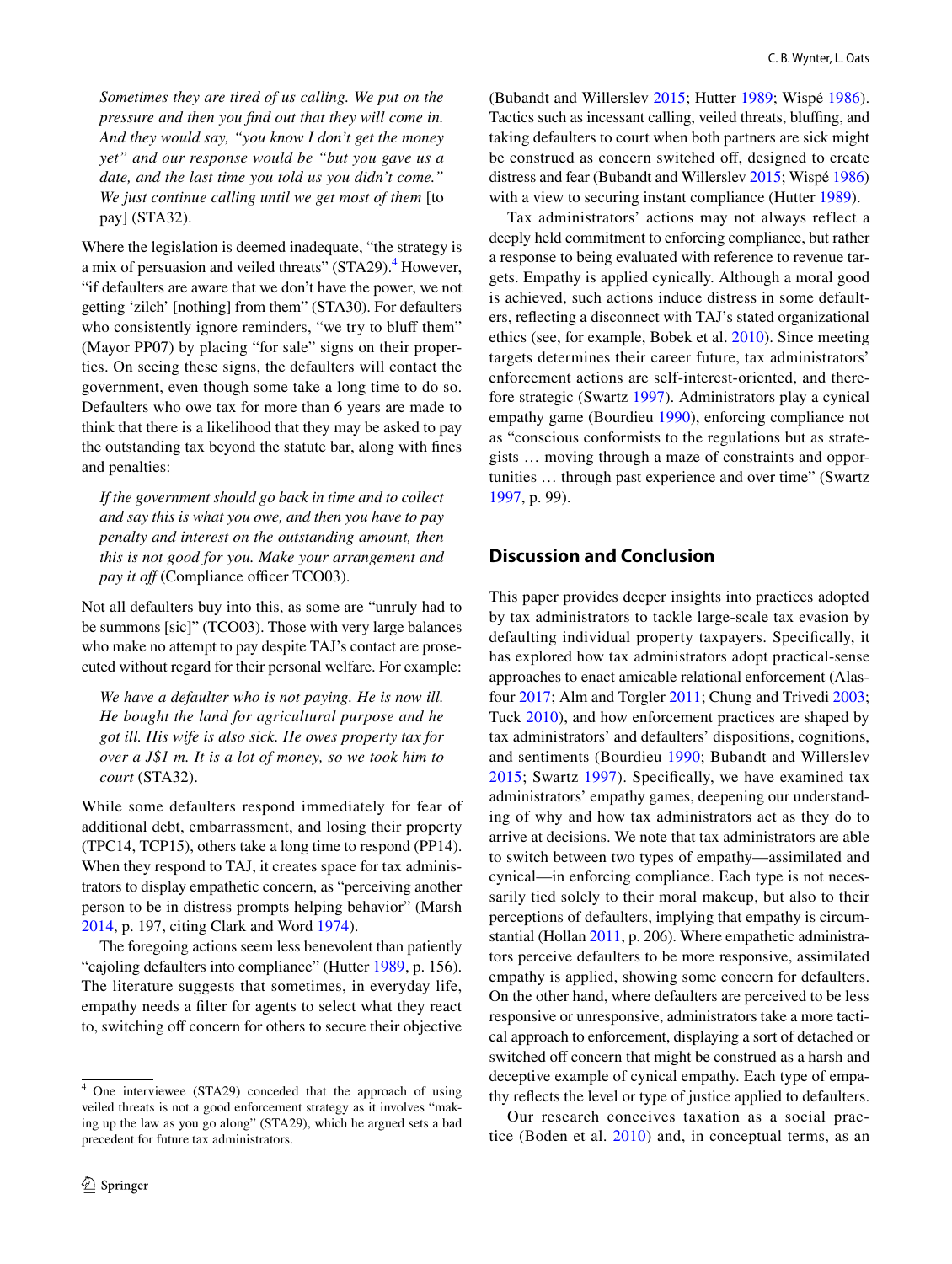*Sometimes they are tired of us calling. We put on the pressure and then you find out that they will come in. And they would say, "you know I don't get the money yet" and our response would be "but you gave us a date, and the last time you told us you didn't come." We just continue calling until we get most of them* [to pay] (STA32).

Where the legislation is deemed inadequate, "the strategy is a mix of persuasion and veiled threats" (STA29).[4] However, "if defaulters are aware that we don't have the power, we not getting 'zilch' [nothing] from them" (STA30). For defaulters who consistently ignore reminders, "we try to bluff them" (Mayor PP07) by placing "for sale" signs on their properties. On seeing these signs, the defaulters will contact the government, even though some take a long time to do so. Defaulters who owe tax for more than 6 years are made to think that there is a likelihood that they may be asked to pay the outstanding tax beyond the statute bar, along with fines and penalties:

*If the government should go back in time and to collect and say this is what you owe, and then you have to pay penalty and interest on the outstanding amount, then this is not good for you. Make your arrangement and pay it off* (Compliance officer TCO03).

Not all defaulters buy into this, as some are "unruly had to be summons [sic]" (TCO03). Those with very large balances who make no attempt to pay despite TAJ's contact are prosecuted without regard for their personal welfare. For example:

*We have a defaulter who is not paying. He is now ill. He bought the land for agricultural purpose and he got ill. His wife is also sick. He owes property tax for over a J$1 m. It is a lot of money, so we took him to court* (STA32).

While some defaulters respond immediately for fear of additional debt, embarrassment, and losing their property (TPC14, TCP15), others take a long time to respond (PP14). When they respond to TAJ, it creates space for tax administrators to display empathetic concern, as "perceiving another person to be in distress prompts helping behavior" (Marsh 2014, p. 197, citing Clark and Word 1974).

The foregoing actions seem less benevolent than patiently "cajoling defaulters into compliance" (Hutter 1989, p. 156). The literature suggests that sometimes, in everyday life, empathy needs a filter for agents to select what they react to, switching off concern for others to secure their objective (Bubandt and Willerslev 2015; Hutter 1989; Wispé 1986). Tactics such as incessant calling, veiled threats, bluffing, and taking defaulters to court when both partners are sick might be construed as concern switched off, designed to create distress and fear (Bubandt and Willerslev 2015; Wispé 1986) with a view to securing instant compliance (Hutter 1989).

Tax administrators' actions may not always reflect a deeply held commitment to enforcing compliance, but rather a response to being evaluated with reference to revenue targets. Empathy is applied cynically. Although a moral good is achieved, such actions induce distress in some defaulters, reflecting a disconnect with TAJ's stated organizational ethics (see, for example, Bobek et al. 2010). Since meeting targets determines their career future, tax administrators' enforcement actions are self-interest-oriented, and therefore strategic (Swartz 1997). Administrators play a cynical empathy game (Bourdieu 1990), enforcing compliance not as "conscious conformists to the regulations but as strategists … moving through a maze of constraints and opportunities … through past experience and over time" (Swartz 1997, p. 99).

## Discussion and Conclusion

This paper provides deeper insights into practices adopted by tax administrators to tackle large-scale tax evasion by defaulting individual property taxpayers. Specifically, it has explored how tax administrators adopt practical-sense approaches to enact amicable relational enforcement (Alasfour 2017; Alm and Torgler 2011; Chung and Trivedi 2003; Tuck 2010), and how enforcement practices are shaped by tax administrators' and defaulters' dispositions, cognitions, and sentiments (Bourdieu 1990; Bubandt and Willerslev 2015; Swartz 1997). Specifically, we have examined tax administrators' empathy games, deepening our understanding of why and how tax administrators act as they do to arrive at decisions. We note that tax administrators are able to switch between two types of empathy—assimilated and cynical—in enforcing compliance. Each type is not necessarily tied solely to their moral makeup, but also to their perceptions of defaulters, implying that empathy is circumstantial (Hollan 2011, p. 206). Where empathetic administrators perceive defaulters to be more responsive, assimilated empathy is applied, showing some concern for defaulters. On the other hand, where defaulters are perceived to be less responsive or unresponsive, administrators take a more tactical approach to enforcement, displaying a sort of detached or switched off concern that might be construed as a harsh and deceptive example of cynical empathy. Each type of empathy reflects the level or type of justice applied to defaulters.

Our research conceives taxation as a social practice (Boden et al. 2010) and, in conceptual terms, as an

[4] One interviewee (STA29) conceded that the approach of using veiled threats is not a good enforcement strategy as it involves "making up the law as you go along" (STA29), which he argued sets a bad precedent for future tax administrators.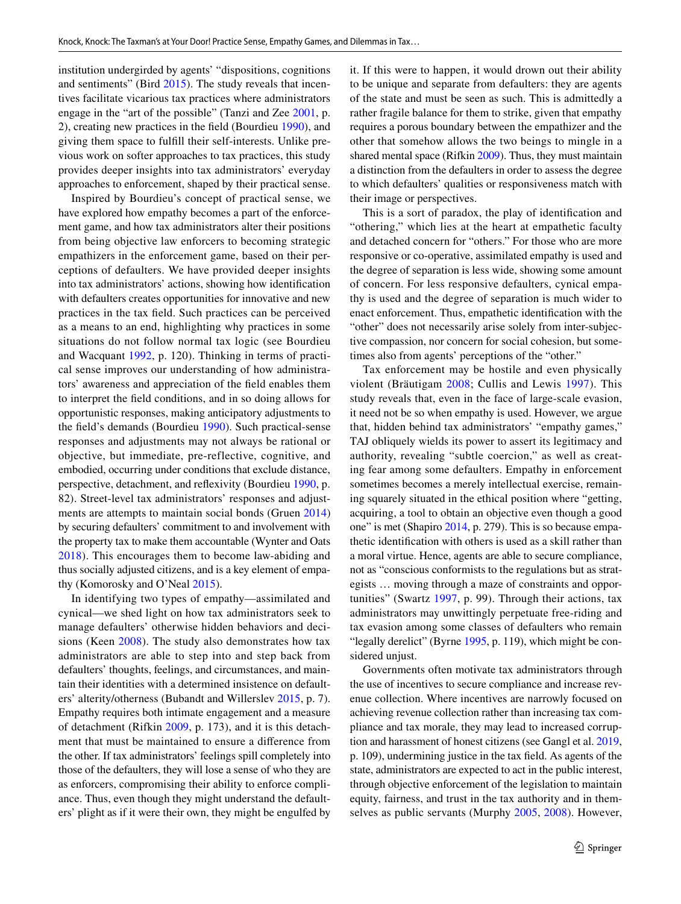institution undergirded by agents' "dispositions, cognitions and sentiments" (Bird 2015). The study reveals that incentives facilitate vicarious tax practices where administrators engage in the "art of the possible" (Tanzi and Zee 2001, p. 2), creating new practices in the field (Bourdieu 1990), and giving them space to fulfill their self-interests. Unlike previous work on softer approaches to tax practices, this study provides deeper insights into tax administrators' everyday approaches to enforcement, shaped by their practical sense.

Inspired by Bourdieu's concept of practical sense, we have explored how empathy becomes a part of the enforcement game, and how tax administrators alter their positions from being objective law enforcers to becoming strategic empathizers in the enforcement game, based on their perceptions of defaulters. We have provided deeper insights into tax administrators' actions, showing how identification with defaulters creates opportunities for innovative and new practices in the tax field. Such practices can be perceived as a means to an end, highlighting why practices in some situations do not follow normal tax logic (see Bourdieu and Wacquant 1992, p. 120). Thinking in terms of practical sense improves our understanding of how administrators' awareness and appreciation of the field enables them to interpret the field conditions, and in so doing allows for opportunistic responses, making anticipatory adjustments to the field's demands (Bourdieu 1990). Such practical-sense responses and adjustments may not always be rational or objective, but immediate, pre-reflective, cognitive, and embodied, occurring under conditions that exclude distance, perspective, detachment, and reflexivity (Bourdieu 1990, p. 82). Street-level tax administrators' responses and adjustments are attempts to maintain social bonds (Gruen 2014) by securing defaulters' commitment to and involvement with the property tax to make them accountable (Wynter and Oats 2018). This encourages them to become law-abiding and thus socially adjusted citizens, and is a key element of empathy (Komorosky and O'Neal 2015).

In identifying two types of empathy—assimilated and cynical—we shed light on how tax administrators seek to manage defaulters' otherwise hidden behaviors and decisions (Keen 2008). The study also demonstrates how tax administrators are able to step into and step back from defaulters' thoughts, feelings, and circumstances, and maintain their identities with a determined insistence on defaulters' alterity/otherness (Bubandt and Willerslev 2015, p. 7). Empathy requires both intimate engagement and a measure of detachment (Rifkin 2009, p. 173), and it is this detachment that must be maintained to ensure a difference from the other. If tax administrators' feelings spill completely into those of the defaulters, they will lose a sense of who they are as enforcers, compromising their ability to enforce compliance. Thus, even though they might understand the defaulters' plight as if it were their own, they might be engulfed by it. If this were to happen, it would drown out their ability to be unique and separate from defaulters: they are agents of the state and must be seen as such. This is admittedly a rather fragile balance for them to strike, given that empathy requires a porous boundary between the empathizer and the other that somehow allows the two beings to mingle in a shared mental space (Rifkin 2009). Thus, they must maintain a distinction from the defaulters in order to assess the degree to which defaulters' qualities or responsiveness match with their image or perspectives.

This is a sort of paradox, the play of identification and "othering," which lies at the heart at empathetic faculty and detached concern for "others." For those who are more responsive or co-operative, assimilated empathy is used and the degree of separation is less wide, showing some amount of concern. For less responsive defaulters, cynical empathy is used and the degree of separation is much wider to enact enforcement. Thus, empathetic identification with the "other" does not necessarily arise solely from inter-subjective compassion, nor concern for social cohesion, but sometimes also from agents' perceptions of the "other."

Tax enforcement may be hostile and even physically violent (Bräutigam 2008; Cullis and Lewis 1997). This study reveals that, even in the face of large-scale evasion, it need not be so when empathy is used. However, we argue that, hidden behind tax administrators' "empathy games," TAJ obliquely wields its power to assert its legitimacy and authority, revealing "subtle coercion," as well as creating fear among some defaulters. Empathy in enforcement sometimes becomes a merely intellectual exercise, remaining squarely situated in the ethical position where "getting, acquiring, a tool to obtain an objective even though a good one" is met (Shapiro 2014, p. 279). This is because empathetic identification with others is used as a skill rather than a moral virtue. Hence, agents are able to secure compliance, not as "conscious conformists to the regulations but as strategists … moving through a maze of constraints and opportunities" (Swartz 1997, p. 99). Through their actions, tax administrators may unwittingly perpetuate free-riding and tax evasion among some classes of defaulters who remain "legally derelict" (Byrne 1995, p. 119), which might be considered unjust.

Governments often motivate tax administrators through the use of incentives to secure compliance and increase revenue collection. Where incentives are narrowly focused on achieving revenue collection rather than increasing tax compliance and tax morale, they may lead to increased corruption and harassment of honest citizens (see Gangl et al. 2019, p. 109), undermining justice in the tax field. As agents of the state, administrators are expected to act in the public interest, through objective enforcement of the legislation to maintain equity, fairness, and trust in the tax authority and in themselves as public servants (Murphy 2005, 2008). However,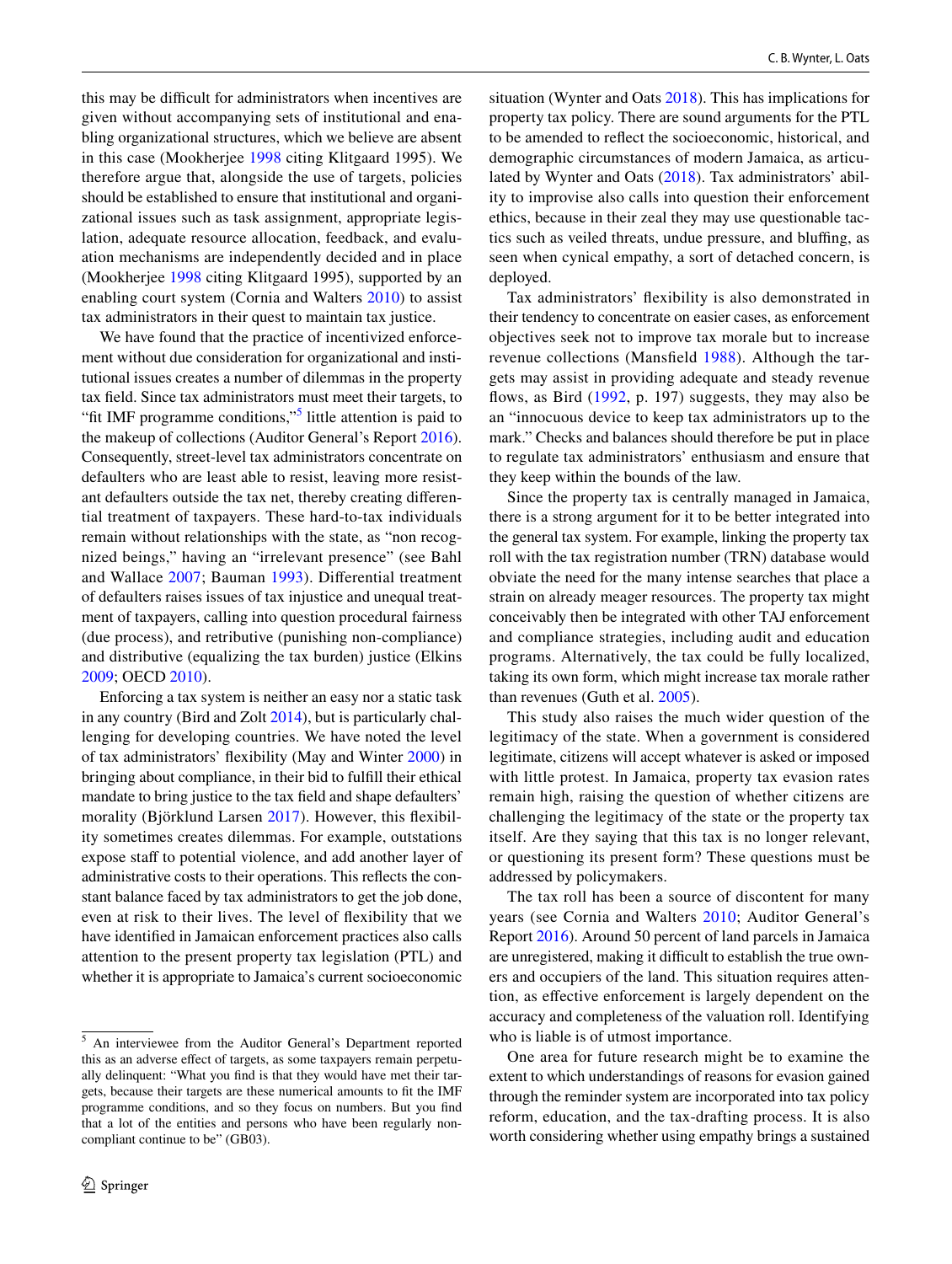this may be difficult for administrators when incentives are given without accompanying sets of institutional and enabling organizational structures, which we believe are absent in this case (Mookherjee 1998 citing Klitgaard 1995). We therefore argue that, alongside the use of targets, policies should be established to ensure that institutional and organizational issues such as task assignment, appropriate legislation, adequate resource allocation, feedback, and evaluation mechanisms are independently decided and in place (Mookherjee 1998 citing Klitgaard 1995), supported by an enabling court system (Cornia and Walters 2010) to assist tax administrators in their quest to maintain tax justice.

We have found that the practice of incentivized enforcement without due consideration for organizational and institutional issues creates a number of dilemmas in the property tax field. Since tax administrators must meet their targets, to "fit IMF programme conditions,"[5] little attention is paid to the makeup of collections (Auditor General's Report 2016). Consequently, street-level tax administrators concentrate on defaulters who are least able to resist, leaving more resistant defaulters outside the tax net, thereby creating differential treatment of taxpayers. These hard-to-tax individuals remain without relationships with the state, as "non recognized beings," having an "irrelevant presence" (see Bahl and Wallace 2007; Bauman 1993). Differential treatment of defaulters raises issues of tax injustice and unequal treatment of taxpayers, calling into question procedural fairness (due process), and retributive (punishing non-compliance) and distributive (equalizing the tax burden) justice (Elkins 2009; OECD 2010).

Enforcing a tax system is neither an easy nor a static task in any country (Bird and Zolt 2014), but is particularly challenging for developing countries. We have noted the level of tax administrators' flexibility (May and Winter 2000) in bringing about compliance, in their bid to fulfill their ethical mandate to bring justice to the tax field and shape defaulters' morality (Björklund Larsen 2017). However, this flexibility sometimes creates dilemmas. For example, outstations expose staff to potential violence, and add another layer of administrative costs to their operations. This reflects the constant balance faced by tax administrators to get the job done, even at risk to their lives. The level of flexibility that we have identified in Jamaican enforcement practices also calls attention to the present property tax legislation (PTL) and whether it is appropriate to Jamaica's current socioeconomic situation (Wynter and Oats 2018). This has implications for property tax policy. There are sound arguments for the PTL to be amended to reflect the socioeconomic, historical, and demographic circumstances of modern Jamaica, as articulated by Wynter and Oats (2018). Tax administrators' ability to improvise also calls into question their enforcement ethics, because in their zeal they may use questionable tactics such as veiled threats, undue pressure, and bluffing, as seen when cynical empathy, a sort of detached concern, is deployed.

Tax administrators' flexibility is also demonstrated in their tendency to concentrate on easier cases, as enforcement objectives seek not to improve tax morale but to increase revenue collections (Mansfield 1988). Although the targets may assist in providing adequate and steady revenue flows, as Bird (1992, p. 197) suggests, they may also be an "innocuous device to keep tax administrators up to the mark." Checks and balances should therefore be put in place to regulate tax administrators' enthusiasm and ensure that they keep within the bounds of the law.

Since the property tax is centrally managed in Jamaica, there is a strong argument for it to be better integrated into the general tax system. For example, linking the property tax roll with the tax registration number (TRN) database would obviate the need for the many intense searches that place a strain on already meager resources. The property tax might conceivably then be integrated with other TAJ enforcement and compliance strategies, including audit and education programs. Alternatively, the tax could be fully localized, taking its own form, which might increase tax morale rather than revenues (Guth et al. 2005).

This study also raises the much wider question of the legitimacy of the state. When a government is considered legitimate, citizens will accept whatever is asked or imposed with little protest. In Jamaica, property tax evasion rates remain high, raising the question of whether citizens are challenging the legitimacy of the state or the property tax itself. Are they saying that this tax is no longer relevant, or questioning its present form? These questions must be addressed by policymakers.

The tax roll has been a source of discontent for many years (see Cornia and Walters 2010; Auditor General's Report 2016). Around 50 percent of land parcels in Jamaica are unregistered, making it difficult to establish the true owners and occupiers of the land. This situation requires attention, as effective enforcement is largely dependent on the accuracy and completeness of the valuation roll. Identifying who is liable is of utmost importance.

One area for future research might be to examine the extent to which understandings of reasons for evasion gained through the reminder system are incorporated into tax policy reform, education, and the tax-drafting process. It is also worth considering whether using empathy brings a sustained

[5] An interviewee from the Auditor General's Department reported this as an adverse effect of targets, as some taxpayers remain perpetually delinquent: "What you find is that they would have met their targets, because their targets are these numerical amounts to fit the IMF programme conditions, and so they focus on numbers. But you find that a lot of the entities and persons who have been regularly non-compliant continue to be" (GB03).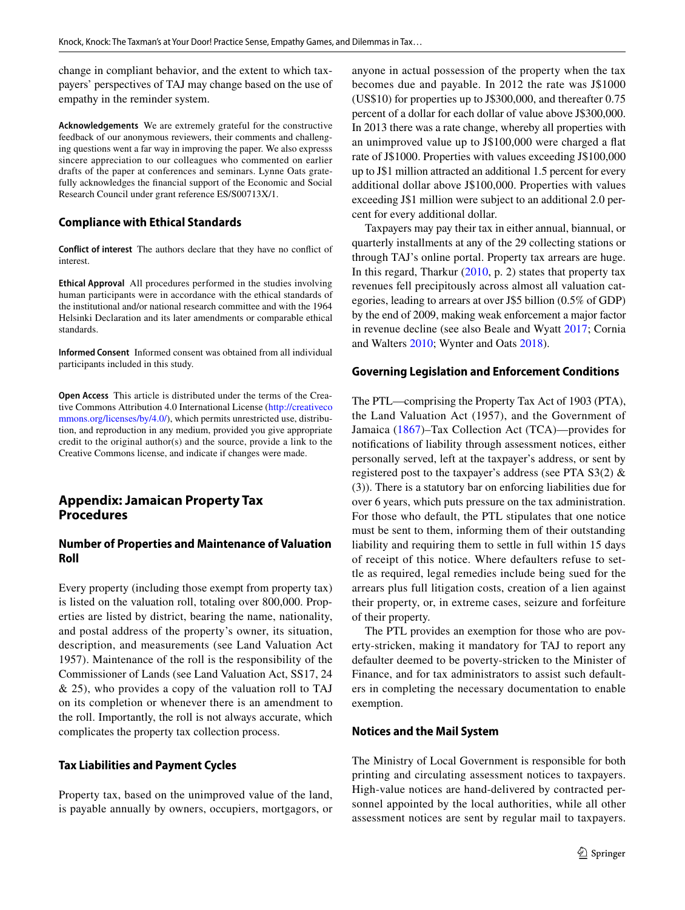change in compliant behavior, and the extent to which taxpayers' perspectives of TAJ may change based on the use of empathy in the reminder system.

**Acknowledgements** We are extremely grateful for the constructive feedback of our anonymous reviewers, their comments and challenging questions went a far way in improving the paper. We also expresss sincere appreciation to our colleagues who commented on earlier drafts of the paper at conferences and seminars. Lynne Oats gratefully acknowledges the financial support of the Economic and Social Research Council under grant reference ES/S00713X/1.

## Compliance with Ethical Standards

**Conflict of interest** The authors declare that they have no conflict of interest.

**Ethical Approval** All procedures performed in the studies involving human participants were in accordance with the ethical standards of the institutional and/or national research committee and with the 1964 Helsinki Declaration and its later amendments or comparable ethical standards.

**Informed Consent** Informed consent was obtained from all individual participants included in this study.

**Open Access** This article is distributed under the terms of the Creative Commons Attribution 4.0 International License (http://creativecommons.org/licenses/by/4.0/), which permits unrestricted use, distribution, and reproduction in any medium, provided you give appropriate credit to the original author(s) and the source, provide a link to the Creative Commons license, and indicate if changes were made.

## Appendix: Jamaican Property Tax Procedures

### Number of Properties and Maintenance of Valuation Roll

Every property (including those exempt from property tax) is listed on the valuation roll, totaling over 800,000. Properties are listed by district, bearing the name, nationality, and postal address of the property's owner, its situation, description, and measurements (see Land Valuation Act 1957). Maintenance of the roll is the responsibility of the Commissioner of Lands (see Land Valuation Act, SS17, 24 & 25), who provides a copy of the valuation roll to TAJ on its completion or whenever there is an amendment to the roll. Importantly, the roll is not always accurate, which complicates the property tax collection process.

### Tax Liabilities and Payment Cycles

Property tax, based on the unimproved value of the land, is payable annually by owners, occupiers, mortgagors, or anyone in actual possession of the property when the tax becomes due and payable. In 2012 the rate was J$1000 (US$10) for properties up to J$300,000, and thereafter 0.75 percent of a dollar for each dollar of value above J$300,000. In 2013 there was a rate change, whereby all properties with an unimproved value up to J$100,000 were charged a flat rate of J$1000. Properties with values exceeding J$100,000 up to J$1 million attracted an additional 1.5 percent for every additional dollar above J$100,000. Properties with values exceeding J$1 million were subject to an additional 2.0 percent for every additional dollar.

Taxpayers may pay their tax in either annual, biannual, or quarterly installments at any of the 29 collecting stations or through TAJ's online portal. Property tax arrears are huge. In this regard, Tharkur (2010, p. 2) states that property tax revenues fell precipitously across almost all valuation categories, leading to arrears at over J$5 billion (0.5% of GDP) by the end of 2009, making weak enforcement a major factor in revenue decline (see also Beale and Wyatt 2017; Cornia and Walters 2010; Wynter and Oats 2018).

### Governing Legislation and Enforcement Conditions

The PTL—comprising the Property Tax Act of 1903 (PTA), the Land Valuation Act (1957), and the Government of Jamaica (1867)–Tax Collection Act (TCA)—provides for notifications of liability through assessment notices, either personally served, left at the taxpayer's address, or sent by registered post to the taxpayer's address (see PTA S3(2) & (3)). There is a statutory bar on enforcing liabilities due for over 6 years, which puts pressure on the tax administration. For those who default, the PTL stipulates that one notice must be sent to them, informing them of their outstanding liability and requiring them to settle in full within 15 days of receipt of this notice. Where defaulters refuse to settle as required, legal remedies include being sued for the arrears plus full litigation costs, creation of a lien against their property, or, in extreme cases, seizure and forfeiture of their property.

The PTL provides an exemption for those who are poverty-stricken, making it mandatory for TAJ to report any defaulter deemed to be poverty-stricken to the Minister of Finance, and for tax administrators to assist such defaulters in completing the necessary documentation to enable exemption.

### Notices and the Mail System

The Ministry of Local Government is responsible for both printing and circulating assessment notices to taxpayers. High-value notices are hand-delivered by contracted personnel appointed by the local authorities, while all other assessment notices are sent by regular mail to taxpayers.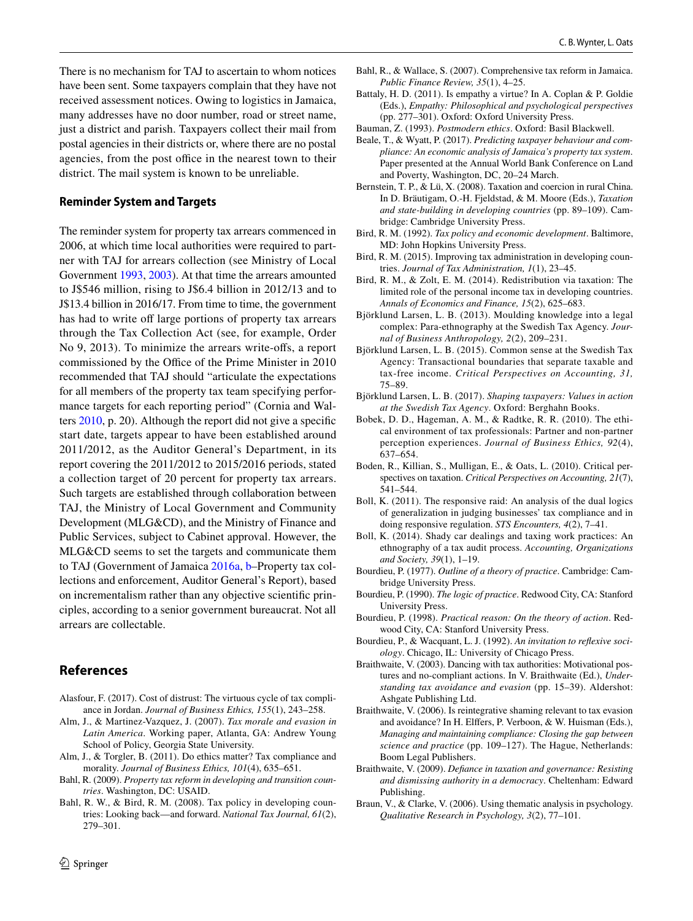There is no mechanism for TAJ to ascertain to whom notices have been sent. Some taxpayers complain that they have not received assessment notices. Owing to logistics in Jamaica, many addresses have no door number, road or street name, just a district and parish. Taxpayers collect their mail from postal agencies in their districts or, where there are no postal agencies, from the post office in the nearest town to their district. The mail system is known to be unreliable.

### Reminder System and Targets

The reminder system for property tax arrears commenced in 2006, at which time local authorities were required to partner with TAJ for arrears collection (see Ministry of Local Government 1993, 2003). At that time the arrears amounted to J$546 million, rising to J$6.4 billion in 2012/13 and to J$13.4 billion in 2016/17. From time to time, the government has had to write off large portions of property tax arrears through the Tax Collection Act (see, for example, Order No 9, 2013). To minimize the arrears write-offs, a report commissioned by the Office of the Prime Minister in 2010 recommended that TAJ should "articulate the expectations for all members of the property tax team specifying performance targets for each reporting period" (Cornia and Walters 2010, p. 20). Although the report did not give a specific start date, targets appear to have been established around 2011/2012, as the Auditor General's Department, in its report covering the 2011/2012 to 2015/2016 periods, stated a collection target of 20 percent for property tax arrears. Such targets are established through collaboration between TAJ, the Ministry of Local Government and Community Development (MLG&CD), and the Ministry of Finance and Public Services, subject to Cabinet approval. However, the MLG&CD seems to set the targets and communicate them to TAJ (Government of Jamaica 2016a, b–Property tax collections and enforcement, Auditor General's Report), based on incrementalism rather than any objective scientific principles, according to a senior government bureaucrat. Not all arrears are collectable.

## References

Alasfour, F. (2017). Cost of distrust: The virtuous cycle of tax compliance in Jordan. *Journal of Business Ethics, 155*(1), 243–258.

Alm, J., & Martinez-Vazquez, J. (2007). *Tax morale and evasion in Latin America*. Working paper, Atlanta, GA: Andrew Young School of Policy, Georgia State University.

Alm, J., & Torgler, B. (2011). Do ethics matter? Tax compliance and morality. *Journal of Business Ethics, 101*(4), 635–651.

Bahl, R. (2009). *Property tax reform in developing and transition countries*. Washington, DC: USAID.

Bahl, R. W., & Bird, R. M. (2008). Tax policy in developing countries: Looking back—and forward. *National Tax Journal, 61*(2), 279–301.

Bahl, R., & Wallace, S. (2007). Comprehensive tax reform in Jamaica. *Public Finance Review, 35*(1), 4–25.

Battaly, H. D. (2011). Is empathy a virtue? In A. Coplan & P. Goldie (Eds.), *Empathy: Philosophical and psychological perspectives* (pp. 277–301). Oxford: Oxford University Press.

Bauman, Z. (1993). *Postmodern ethics*. Oxford: Basil Blackwell.

Beale, T., & Wyatt, P. (2017). *Predicting taxpayer behaviour and compliance: An economic analysis of Jamaica's property tax system*. Paper presented at the Annual World Bank Conference on Land and Poverty, Washington, DC, 20–24 March.

Bernstein, T. P., & Lü, X. (2008). Taxation and coercion in rural China. In D. Bräutigam, O.-H. Fjeldstad, & M. Moore (Eds.), *Taxation and state-building in developing countries* (pp. 89–109). Cambridge: Cambridge University Press.

Bird, R. M. (1992). *Tax policy and economic development*. Baltimore, MD: John Hopkins University Press.

Bird, R. M. (2015). Improving tax administration in developing countries. *Journal of Tax Administration, 1*(1), 23–45.

Bird, R. M., & Zolt, E. M. (2014). Redistribution via taxation: The limited role of the personal income tax in developing countries. *Annals of Economics and Finance, 15*(2), 625–683.

Björklund Larsen, L. B. (2013). Moulding knowledge into a legal complex: Para-ethnography at the Swedish Tax Agency. *Journal of Business Anthropology, 2*(2), 209–231.

Björklund Larsen, L. B. (2015). Common sense at the Swedish Tax Agency: Transactional boundaries that separate taxable and tax-free income. *Critical Perspectives on Accounting, 31,* 75–89.

Björklund Larsen, L. B. (2017). *Shaping taxpayers: Values in action at the Swedish Tax Agency*. Oxford: Berghahn Books.

Bobek, D. D., Hageman, A. M., & Radtke, R. R. (2010). The ethical environment of tax professionals: Partner and non-partner perception experiences. *Journal of Business Ethics, 92*(4), 637–654.

Boden, R., Killian, S., Mulligan, E., & Oats, L. (2010). Critical perspectives on taxation. *Critical Perspectives on Accounting, 21*(7), 541–544.

Boll, K. (2011). The responsive raid: An analysis of the dual logics of generalization in judging businesses' tax compliance and in doing responsive regulation. *STS Encounters, 4*(2), 7–41.

Boll, K. (2014). Shady car dealings and taxing work practices: An ethnography of a tax audit process. *Accounting, Organizations and Society, 39*(1), 1–19.

Bourdieu, P. (1977). *Outline of a theory of practice*. Cambridge: Cambridge University Press.

Bourdieu, P. (1990). *The logic of practice*. Redwood City, CA: Stanford University Press.

Bourdieu, P. (1998). *Practical reason: On the theory of action*. Redwood City, CA: Stanford University Press.

Bourdieu, P., & Wacquant, L. J. (1992). *An invitation to reflexive sociology*. Chicago, IL: University of Chicago Press.

Braithwaite, V. (2003). Dancing with tax authorities: Motivational postures and no-compliant actions. In V. Braithwaite (Ed.), *Understanding tax avoidance and evasion* (pp. 15–39). Aldershot: Ashgate Publishing Ltd.

Braithwaite, V. (2006). Is reintegrative shaming relevant to tax evasion and avoidance? In H. Elffers, P. Verboon, & W. Huisman (Eds.), *Managing and maintaining compliance: Closing the gap between science and practice* (pp. 109–127). The Hague, Netherlands: Boom Legal Publishers.

Braithwaite, V. (2009). *Defiance in taxation and governance: Resisting and dismissing authority in a democracy*. Cheltenham: Edward Publishing.

Braun, V., & Clarke, V. (2006). Using thematic analysis in psychology. *Qualitative Research in Psychology, 3*(2), 77–101.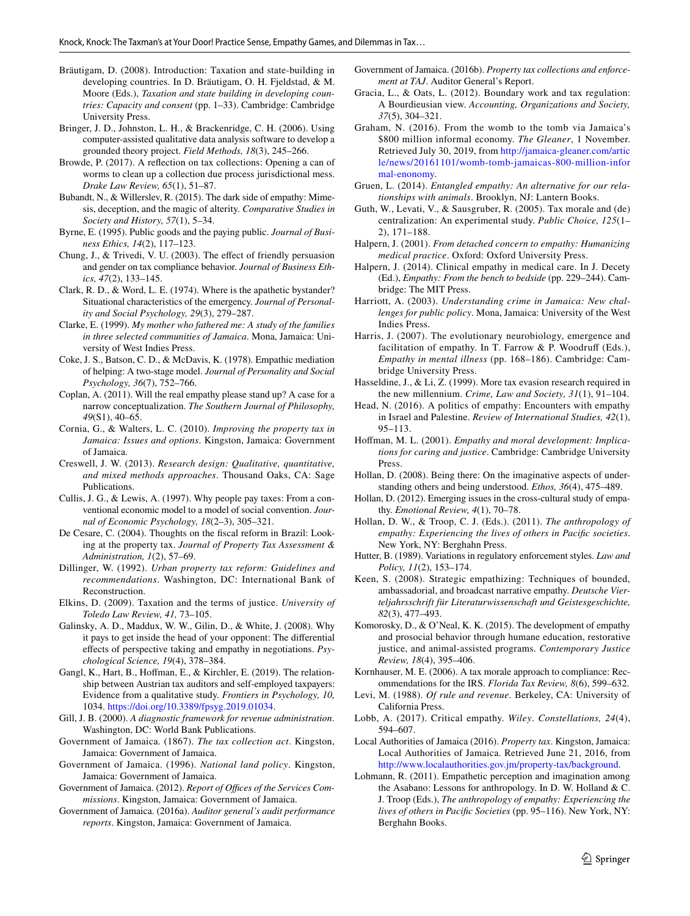Bräutigam, D. (2008). Introduction: Taxation and state-building in developing countries. In D. Bräutigam, O. H. Fjeldstad, & M. Moore (Eds.), *Taxation and state building in developing countries: Capacity and consent* (pp. 1–33). Cambridge: Cambridge University Press.

Bringer, J. D., Johnston, L. H., & Brackenridge, C. H. (2006). Using computer-assisted qualitative data analysis software to develop a grounded theory project. *Field Methods, 18*(3), 245–266.

Browde, P. (2017). A reflection on tax collections: Opening a can of worms to clean up a collection due process jurisdictional mess. *Drake Law Review, 65*(1), 51–87.

Bubandt, N., & Willerslev, R. (2015). The dark side of empathy: Mimesis, deception, and the magic of alterity. *Comparative Studies in Society and History, 57*(1), 5–34.

Byrne, E. (1995). Public goods and the paying public. *Journal of Business Ethics, 14*(2), 117–123.

Chung, J., & Trivedi, V. U. (2003). The effect of friendly persuasion and gender on tax compliance behavior. *Journal of Business Ethics, 47*(2), 133–145.

Clark, R. D., & Word, L. E. (1974). Where is the apathetic bystander? Situational characteristics of the emergency. *Journal of Personality and Social Psychology, 29*(3), 279–287.

Clarke, E. (1999). *My mother who fathered me: A study of the families in three selected communities of Jamaica*. Mona, Jamaica: University of West Indies Press.

Coke, J. S., Batson, C. D., & McDavis, K. (1978). Empathic mediation of helping: A two-stage model. *Journal of Personality and Social Psychology, 36*(7), 752–766.

Coplan, A. (2011). Will the real empathy please stand up? A case for a narrow conceptualization. *The Southern Journal of Philosophy, 49*(S1), 40–65.

Cornia, G., & Walters, L. C. (2010). *Improving the property tax in Jamaica: Issues and options*. Kingston, Jamaica: Government of Jamaica.

Creswell, J. W. (2013). *Research design: Qualitative, quantitative, and mixed methods approaches*. Thousand Oaks, CA: Sage Publications.

Cullis, J. G., & Lewis, A. (1997). Why people pay taxes: From a conventional economic model to a model of social convention. *Journal of Economic Psychology, 18*(2–3), 305–321.

De Cesare, C. (2004). Thoughts on the fiscal reform in Brazil: Looking at the property tax. *Journal of Property Tax Assessment & Administration, 1*(2), 57–69.

Dillinger, W. (1992). *Urban property tax reform: Guidelines and recommendations*. Washington, DC: International Bank of Reconstruction.

Elkins, D. (2009). Taxation and the terms of justice. *University of Toledo Law Review, 41,* 73–105.

Galinsky, A. D., Maddux, W. W., Gilin, D., & White, J. (2008). Why it pays to get inside the head of your opponent: The differential effects of perspective taking and empathy in negotiations. *Psychological Science, 19*(4), 378–384.

Gangl, K., Hart, B., Hoffman, E., & Kirchler, E. (2019). The relationship between Austrian tax auditors and self-employed taxpayers: Evidence from a qualitative study. *Frontiers in Psychology, 10,* 1034. https://doi.org/10.3389/fpsyg.2019.01034.

Gill, J. B. (2000). *A diagnostic framework for revenue administration*. Washington, DC: World Bank Publications.

Government of Jamaica. (1867). *The tax collection act*. Kingston, Jamaica: Government of Jamaica.

Government of Jamaica. (1996). *National land policy*. Kingston, Jamaica: Government of Jamaica.

Government of Jamaica. (2012). *Report of Offices of the Services Commissions*. Kingston, Jamaica: Government of Jamaica.

Government of Jamaica. (2016a). *Auditor general's audit performance reports*. Kingston, Jamaica: Government of Jamaica.

Government of Jamaica. (2016b). *Property tax collections and enforcement at TAJ*. Auditor General's Report.

Gracia, L., & Oats, L. (2012). Boundary work and tax regulation: A Bourdieusian view. *Accounting, Organizations and Society, 37*(5), 304–321.

Graham, N. (2016). From the womb to the tomb via Jamaica's $800 million informal economy. *The Gleaner*, 1 November. Retrieved July 30, 2019, from http://jamaica-gleaner.com/article/news/20161101/womb-tomb-jamaicas-800-million-informal-enonomy.

Gruen, L. (2014). *Entangled empathy: An alternative for our relationships with animals*. Brooklyn, NJ: Lantern Books.

Guth, W., Levati, V., & Sausgruber, R. (2005). Tax morale and (de) centralization: An experimental study. *Public Choice, 125*(1–2), 171–188.

Halpern, J. (2001). *From detached concern to empathy: Humanizing medical practice*. Oxford: Oxford University Press.

Halpern, J. (2014). Clinical empathy in medical care. In J. Decety (Ed.), *Empathy: From the bench to bedside* (pp. 229–244). Cambridge: The MIT Press.

Harriott, A. (2003). *Understanding crime in Jamaica: New challenges for public policy*. Mona, Jamaica: University of the West Indies Press.

Harris, J. (2007). The evolutionary neurobiology, emergence and facilitation of empathy. In T. Farrow & P. Woodruff (Eds.), *Empathy in mental illness* (pp. 168–186). Cambridge: Cambridge University Press.

Hasseldine, J., & Li, Z. (1999). More tax evasion research required in the new millennium. *Crime, Law and Society, 31*(1), 91–104.

Head, N. (2016). A politics of empathy: Encounters with empathy in Israel and Palestine. *Review of International Studies, 42*(1), 95–113.

Hoffman, M. L. (2001). *Empathy and moral development: Implications for caring and justice*. Cambridge: Cambridge University Press.

Hollan, D. (2008). Being there: On the imaginative aspects of understanding others and being understood. *Ethos, 36*(4), 475–489.

Hollan, D. (2012). Emerging issues in the cross-cultural study of empathy. *Emotional Review, 4*(1), 70–78.

Hollan, D. W., & Troop, C. J. (Eds.). (2011). *The anthropology of empathy: Experiencing the lives of others in Pacific societies*. New York, NY: Berghahn Press.

Hutter, B. (1989). Variations in regulatory enforcement styles. *Law and Policy, 11*(2), 153–174.

Keen, S. (2008). Strategic empathizing: Techniques of bounded, ambassadorial, and broadcast narrative empathy. *Deutsche Vierteljahrsschrift für Literaturwissenschaft und Geistesgeschichte, 82*(3), 477–493.

Komorosky, D., & O'Neal, K. K. (2015). The development of empathy and prosocial behavior through humane education, restorative justice, and animal-assisted programs. *Contemporary Justice Review, 18*(4), 395–406.

Kornhauser, M. E. (2006). A tax morale approach to compliance: Recommendations for the IRS. *Florida Tax Review, 8*(6), 599–632.

Levi, M. (1988). *Of rule and revenue*. Berkeley, CA: University of California Press.

Lobb, A. (2017). Critical empathy. *Wiley*. *Constellations, 24*(4), 594–607.

Local Authorities of Jamaica (2016). *Property tax*. Kingston, Jamaica: Local Authorities of Jamaica. Retrieved June 21, 2016, from http://www.localauthorities.gov.jm/property-tax/background.

Lohmann, R. (2011). Empathetic perception and imagination among the Asabano: Lessons for anthropology. In D. W. Holland & C. J. Troop (Eds.), *The anthropology of empathy: Experiencing the lives of others in Pacific Societies* (pp. 95–116). New York, NY: Berghahn Books.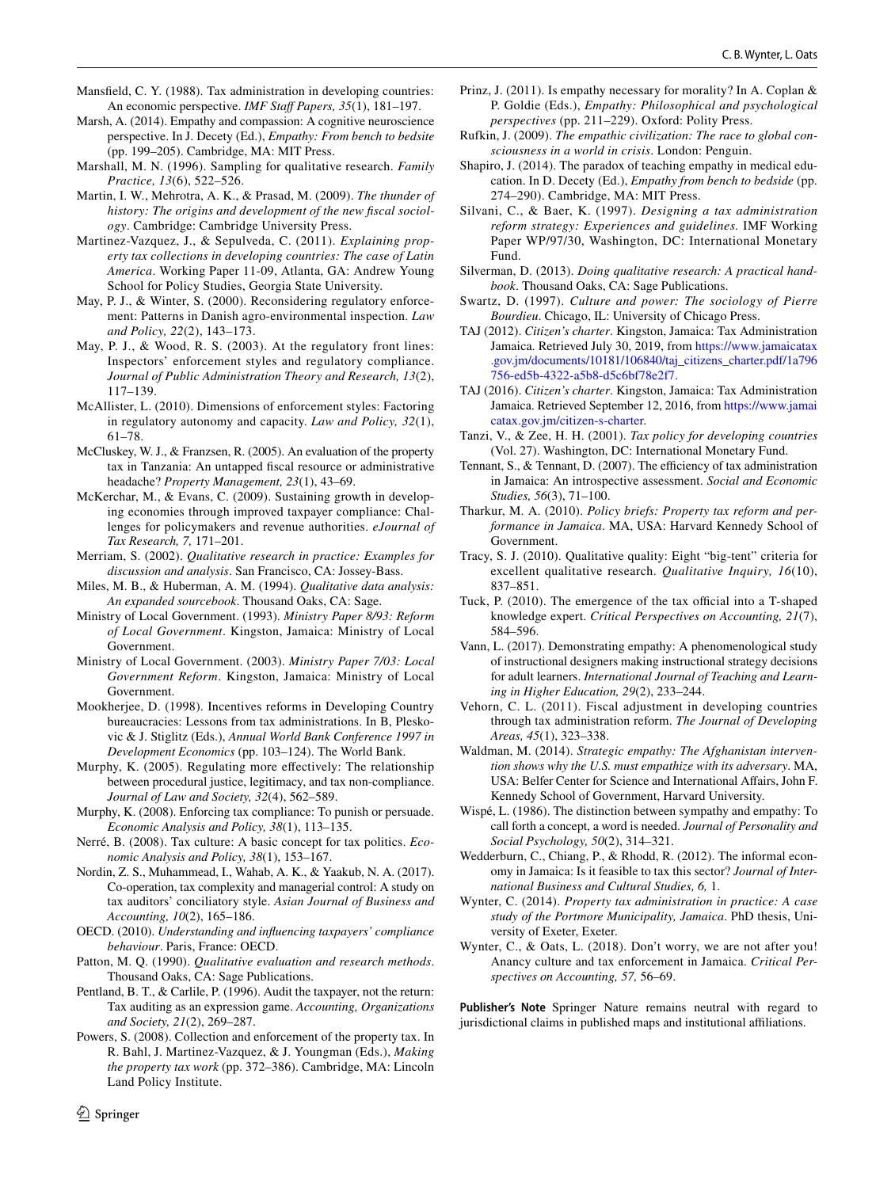Mansfield, C. Y. (1988). Tax administration in developing countries: An economic perspective. *IMF Staff Papers, 35*(1), 181–197.

Marsh, A. (2014). Empathy and compassion: A cognitive neuroscience perspective. In J. Decety (Ed.), *Empathy: From bench to bedside* (pp. 199–205). Cambridge, MA: MIT Press.

Marshall, M. N. (1996). Sampling for qualitative research. *Family Practice, 13*(6), 522–526.

Martin, I. W., Mehrotra, A. K., & Prasad, M. (2009). *The thunder of history: The origins and development of the new fiscal sociology*. Cambridge: Cambridge University Press.

Martinez-Vazquez, J., & Sepulveda, C. (2011). *Explaining property tax collections in developing countries: The case of Latin America*. Working Paper 11-09, Atlanta, GA: Andrew Young School for Policy Studies, Georgia State University.

May, P. J., & Winter, S. (2000). Reconsidering regulatory enforcement: Patterns in Danish agro-environmental inspection. *Law and Policy, 22*(2), 143–173.

May, P. J., & Wood, R. S. (2003). At the regulatory front lines: Inspectors' enforcement styles and regulatory compliance. *Journal of Public Administration Theory and Research, 13*(2), 117–139.

McAllister, L. (2010). Dimensions of enforcement styles: Factoring in regulatory autonomy and capacity. *Law and Policy, 32*(1), 61–78.

McCluskey, W. J., & Franzsen, R. (2005). An evaluation of the property tax in Tanzania: An untapped fiscal resource or administrative headache? *Property Management, 23*(1), 43–69.

McKerchar, M., & Evans, C. (2009). Sustaining growth in developing economies through improved taxpayer compliance: Challenges for policymakers and revenue authorities. *eJournal of Tax Research, 7,* 171–201.

Merriam, S. (2002). *Qualitative research in practice: Examples for discussion and analysis*. San Francisco, CA: Jossey-Bass.

Miles, M. B., & Huberman, A. M. (1994). *Qualitative data analysis: An expanded sourcebook*. Thousand Oaks, CA: Sage.

Ministry of Local Government. (1993). *Ministry Paper 8/93: Reform of Local Government*. Kingston, Jamaica: Ministry of Local Government.

Ministry of Local Government. (2003). *Ministry Paper 7/03: Local Government Reform*. Kingston, Jamaica: Ministry of Local Government.

Mookherjee, D. (1998). Incentives reforms in Developing Country bureaucracies: Lessons from tax administrations. In B, Pleskovic & J. Stiglitz (Eds.), *Annual World Bank Conference 1997 in Development Economics* (pp. 103–124). The World Bank.

Murphy, K. (2005). Regulating more effectively: The relationship between procedural justice, legitimacy, and tax non-compliance. *Journal of Law and Society, 32*(4), 562–589.

Murphy, K. (2008). Enforcing tax compliance: To punish or persuade. *Economic Analysis and Policy, 38*(1), 113–135.

Nerré, B. (2008). Tax culture: A basic concept for tax politics. *Economic Analysis and Policy, 38*(1), 153–167.

Nordin, Z. S., Muhammead, I., Wahab, A. K., & Yaakub, N. A. (2017). Co-operation, tax complexity and managerial control: A study on tax auditors' conciliatory style. *Asian Journal of Business and Accounting, 10*(2), 165–186.

OECD. (2010). *Understanding and influencing taxpayers' compliance behaviour*. Paris, France: OECD.

Patton, M. Q. (1990). *Qualitative evaluation and research methods*. Thousand Oaks, CA: Sage Publications.

Pentland, B. T., & Carlile, P. (1996). Audit the taxpayer, not the return: Tax auditing as an expression game. *Accounting, Organizations and Society, 21*(2), 269–287.

Powers, S. (2008). Collection and enforcement of the property tax. In R. Bahl, J. Martinez-Vazquez, & J. Youngman (Eds.), *Making the property tax work* (pp. 372–386). Cambridge, MA: Lincoln Land Policy Institute.

Prinz, J. (2011). Is empathy necessary for morality? In A. Coplan & P. Goldie (Eds.), *Empathy: Philosophical and psychological perspectives* (pp. 211–229). Oxford: Polity Press.

Rufkin, J. (2009). *The empathic civilization: The race to global consciousness in a world in crisis*. London: Penguin.

Shapiro, J. (2014). The paradox of teaching empathy in medical education. In D. Decety (Ed.), *Empathy from bench to bedside* (pp. 274–290). Cambridge, MA: MIT Press.

Silvani, C., & Baer, K. (1997). *Designing a tax administration reform strategy: Experiences and guidelines.* IMF Working Paper WP/97/30, Washington, DC: International Monetary Fund.

Silverman, D. (2013). *Doing qualitative research: A practical handbook*. Thousand Oaks, CA: Sage Publications.

Swartz, D. (1997). *Culture and power: The sociology of Pierre Bourdieu*. Chicago, IL: University of Chicago Press.

TAJ (2012). *Citizen's charter*. Kingston, Jamaica: Tax Administration Jamaica. Retrieved July 30, 2019, from https://www.jamaicatax.gov.jm/documents/10181/106840/taj_citizens_charter.pdf/1a796756-ed5b-4322-a5b8-d5c6bf78e2f7.

TAJ (2016). *Citizen's charter*. Kingston, Jamaica: Tax Administration Jamaica. Retrieved September 12, 2016, from https://www.jamaicatax.gov.jm/citizen-s-charter.

Tanzi, V., & Zee, H. H. (2001). *Tax policy for developing countries* (Vol. 27). Washington, DC: International Monetary Fund.

Tennant, S., & Tennant, D. (2007). The efficiency of tax administration in Jamaica: An introspective assessment. *Social and Economic Studies, 56*(3), 71–100.

Tharkur, M. A. (2010). *Policy briefs: Property tax reform and performance in Jamaica*. MA, USA: Harvard Kennedy School of Government.

Tracy, S. J. (2010). Qualitative quality: Eight "big-tent" criteria for excellent qualitative research. *Qualitative Inquiry, 16*(10), 837–851.

Tuck, P. (2010). The emergence of the tax official into a T-shaped knowledge expert. *Critical Perspectives on Accounting, 21*(7), 584–596.

Vann, L. (2017). Demonstrating empathy: A phenomenological study of instructional designers making instructional strategy decisions for adult learners. *International Journal of Teaching and Learning in Higher Education, 29*(2), 233–244.

Vehorn, C. L. (2011). Fiscal adjustment in developing countries through tax administration reform. *The Journal of Developing Areas, 45*(1), 323–338.

Waldman, M. (2014). *Strategic empathy: The Afghanistan intervention shows why the U.S. must empathize with its adversary*. MA, USA: Belfer Center for Science and International Affairs, John F. Kennedy School of Government, Harvard University.

Wispé, L. (1986). The distinction between sympathy and empathy: To call forth a concept, a word is needed. *Journal of Personality and Social Psychology, 50*(2), 314–321.

Wedderburn, C., Chiang, P., & Rhodd, R. (2012). The informal economy in Jamaica: Is it feasible to tax this sector? *Journal of International Business and Cultural Studies, 6,* 1.

Wynter, C. (2014). *Property tax administration in practice: A case study of the Portmore Municipality, Jamaica*. PhD thesis, University of Exeter, Exeter.

Wynter, C., & Oats, L. (2018). Don't worry, we are not after you! Anancy culture and tax enforcement in Jamaica. *Critical Perspectives on Accounting, 57,* 56–69.

**Publisher's Note** Springer Nature remains neutral with regard to jurisdictional claims in published maps and institutional affiliations.